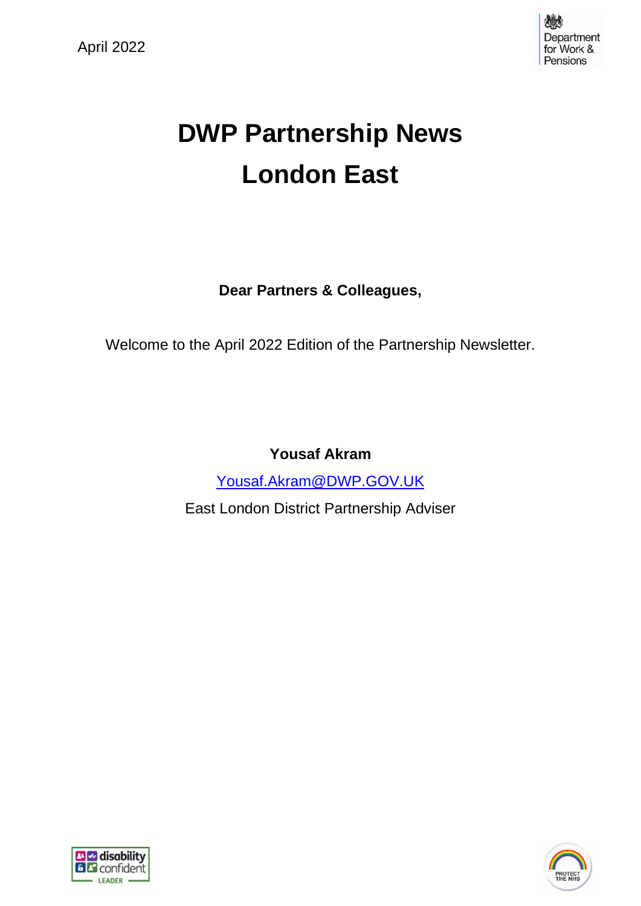April 2022

# DWP Partnership News
# London East

**Dear Partners & Colleagues,**

Welcome to the April 2022 Edition of the Partnership Newsletter.

**Yousaf Akram**

[Yousaf.Akram@DWP.GOV.UK](mailto:Yousaf.Akram@DWP.GOV.UK)

East London District Partnership Adviser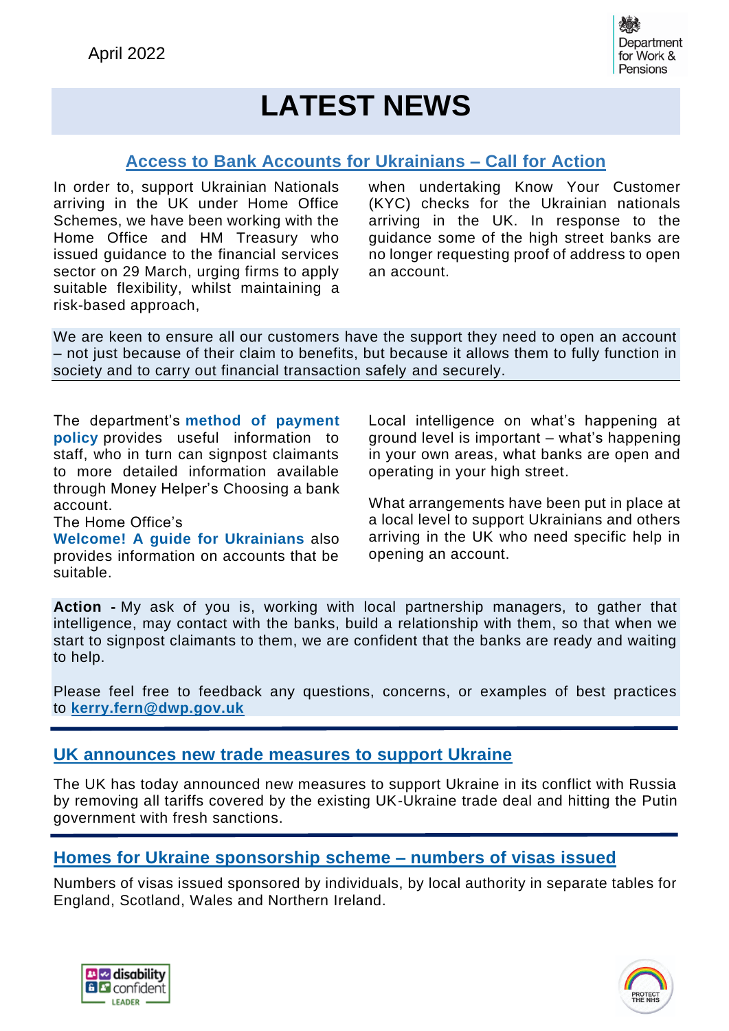April 2022

# LATEST NEWS

## Access to Bank Accounts for Ukrainians – Call for Action

In order to, support Ukrainian Nationals arriving in the UK under Home Office Schemes, we have been working with the Home Office and HM Treasury who issued guidance to the financial services sector on 29 March, urging firms to apply suitable flexibility, whilst maintaining a risk-based approach, when undertaking Know Your Customer (KYC) checks for the Ukrainian nationals arriving in the UK. In response to the guidance some of the high street banks are no longer requesting proof of address to open an account.

We are keen to ensure all our customers have the support they need to open an account – not just because of their claim to benefits, but because it allows them to fully function in society and to carry out financial transaction safely and securely.

The department's **method of payment policy** provides useful information to staff, who in turn can signpost claimants to more detailed information available through Money Helper's Choosing a bank account.
The Home Office's **Welcome! A guide for Ukrainians** also provides information on accounts that be suitable.

Local intelligence on what's happening at ground level is important – what's happening in your own areas, what banks are open and operating in your high street.

What arrangements have been put in place at a local level to support Ukrainians and others arriving in the UK who need specific help in opening an account.

**Action -** My ask of you is, working with local partnership managers, to gather that intelligence, may contact with the banks, build a relationship with them, so that when we start to signpost claimants to them, we are confident that the banks are ready and waiting to help.

Please feel free to feedback any questions, concerns, or examples of best practices to **kerry.fern@dwp.gov.uk**

## UK announces new trade measures to support Ukraine

The UK has today announced new measures to support Ukraine in its conflict with Russia by removing all tariffs covered by the existing UK-Ukraine trade deal and hitting the Putin government with fresh sanctions.

## Homes for Ukraine sponsorship scheme – numbers of visas issued

Numbers of visas issued sponsored by individuals, by local authority in separate tables for England, Scotland, Wales and Northern Ireland.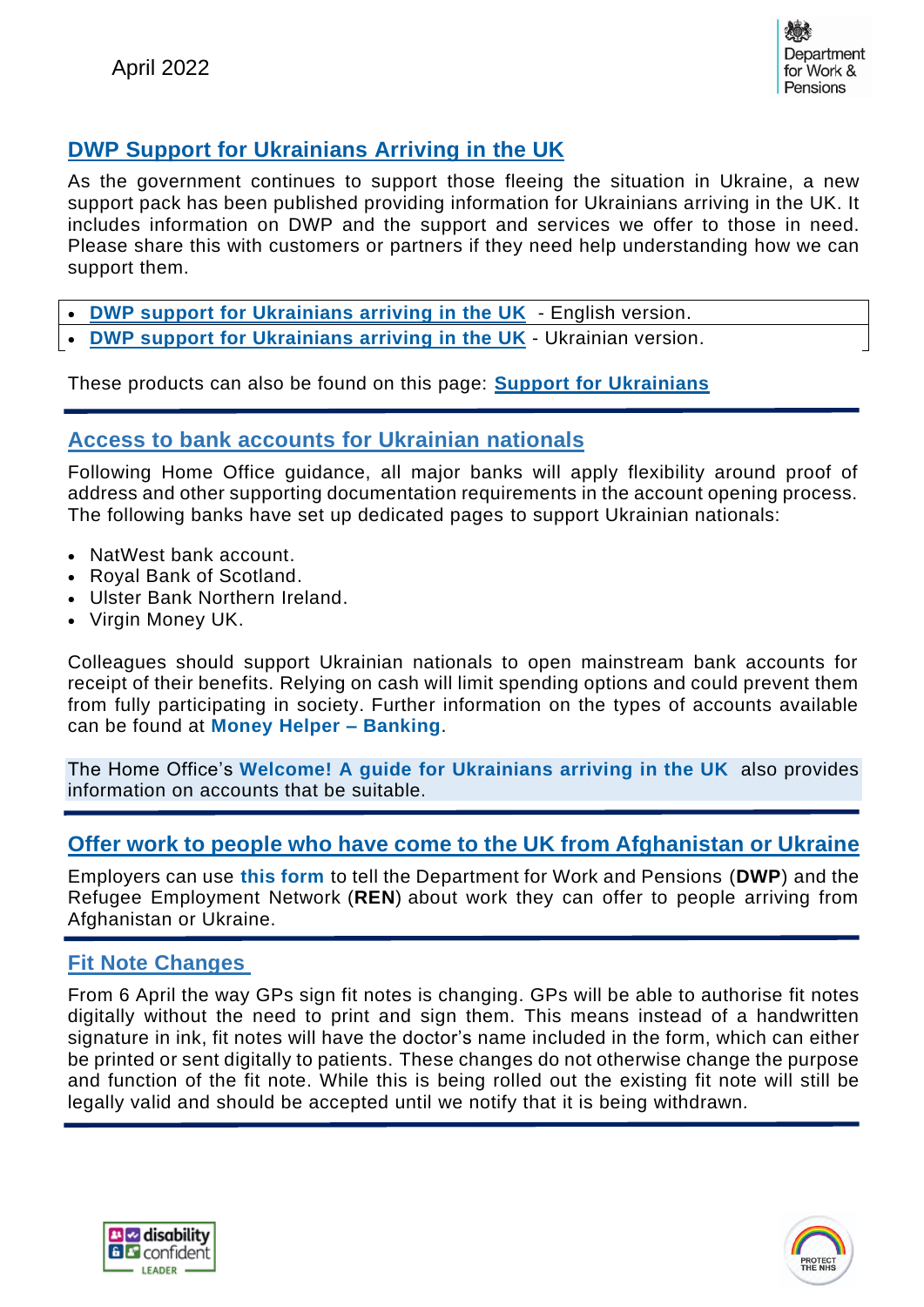April 2022

## DWP Support for Ukrainians Arriving in the UK

As the government continues to support those fleeing the situation in Ukraine, a new support pack has been published providing information for Ukrainians arriving in the UK. It includes information on DWP and the support and services we offer to those in need. Please share this with customers or partners if they need help understanding how we can support them.

- **DWP support for Ukrainians arriving in the UK** - English version.
- **DWP support for Ukrainians arriving in the UK** - Ukrainian version.

These products can also be found on this page: **Support for Ukrainians**

## Access to bank accounts for Ukrainian nationals

Following Home Office guidance, all major banks will apply flexibility around proof of address and other supporting documentation requirements in the account opening process. The following banks have set up dedicated pages to support Ukrainian nationals:

- NatWest bank account.
- Royal Bank of Scotland.
- Ulster Bank Northern Ireland.
- Virgin Money UK.

Colleagues should support Ukrainian nationals to open mainstream bank accounts for receipt of their benefits. Relying on cash will limit spending options and could prevent them from fully participating in society. Further information on the types of accounts available can be found at **Money Helper – Banking**.

The Home Office's **Welcome! A guide for Ukrainians arriving in the UK** also provides information on accounts that be suitable.

## Offer work to people who have come to the UK from Afghanistan or Ukraine

Employers can use **this form** to tell the Department for Work and Pensions (**DWP**) and the Refugee Employment Network (**REN**) about work they can offer to people arriving from Afghanistan or Ukraine.

## Fit Note Changes

From 6 April the way GPs sign fit notes is changing. GPs will be able to authorise fit notes digitally without the need to print and sign them. This means instead of a handwritten signature in ink, fit notes will have the doctor's name included in the form, which can either be printed or sent digitally to patients. These changes do not otherwise change the purpose and function of the fit note. While this is being rolled out the existing fit note will still be legally valid and should be accepted until we notify that it is being withdrawn.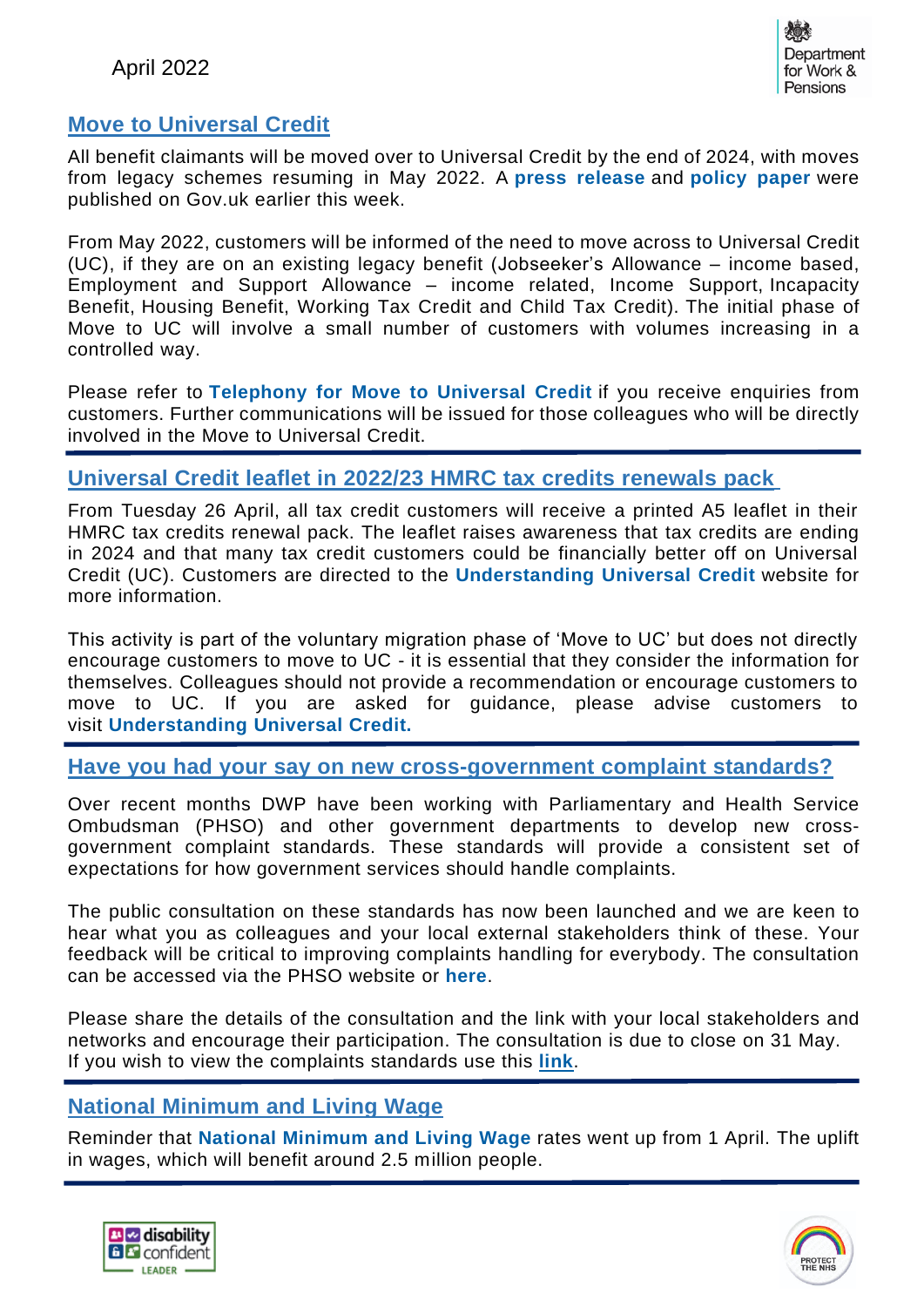April 2022

## Move to Universal Credit

All benefit claimants will be moved over to Universal Credit by the end of 2024, with moves from legacy schemes resuming in May 2022. A **press release** and **policy paper** were published on Gov.uk earlier this week.

From May 2022, customers will be informed of the need to move across to Universal Credit (UC), if they are on an existing legacy benefit (Jobseeker's Allowance – income based, Employment and Support Allowance – income related, Income Support, Incapacity Benefit, Housing Benefit, Working Tax Credit and Child Tax Credit). The initial phase of Move to UC will involve a small number of customers with volumes increasing in a controlled way.

Please refer to **Telephony for Move to Universal Credit** if you receive enquiries from customers. Further communications will be issued for those colleagues who will be directly involved in the Move to Universal Credit.

## Universal Credit leaflet in 2022/23 HMRC tax credits renewals pack

From Tuesday 26 April, all tax credit customers will receive a printed A5 leaflet in their HMRC tax credits renewal pack. The leaflet raises awareness that tax credits are ending in 2024 and that many tax credit customers could be financially better off on Universal Credit (UC). Customers are directed to the **Understanding Universal Credit** website for more information.

This activity is part of the voluntary migration phase of 'Move to UC' but does not directly encourage customers to move to UC - it is essential that they consider the information for themselves. Colleagues should not provide a recommendation or encourage customers to move to UC. If you are asked for guidance, please advise customers to visit **Understanding Universal Credit.**

## Have you had your say on new cross-government complaint standards?

Over recent months DWP have been working with Parliamentary and Health Service Ombudsman (PHSO) and other government departments to develop new cross-government complaint standards. These standards will provide a consistent set of expectations for how government services should handle complaints.

The public consultation on these standards has now been launched and we are keen to hear what you as colleagues and your local external stakeholders think of these. Your feedback will be critical to improving complaints handling for everybody. The consultation can be accessed via the PHSO website or **here**.

Please share the details of the consultation and the link with your local stakeholders and networks and encourage their participation. The consultation is due to close on 31 May. If you wish to view the complaints standards use this **link**.

## National Minimum and Living Wage

Reminder that **National Minimum and Living Wage** rates went up from 1 April. The uplift in wages, which will benefit around 2.5 million people.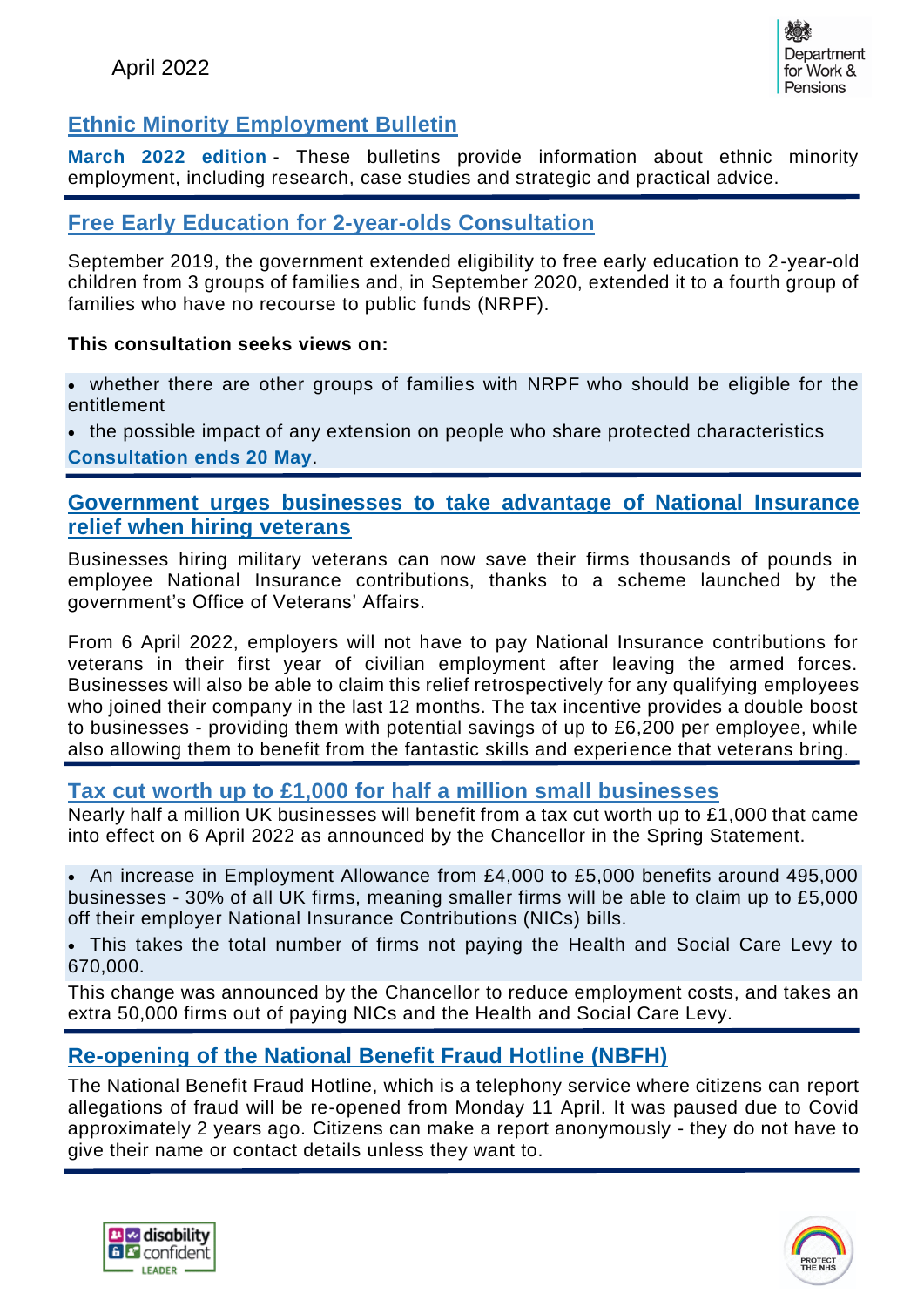April 2022

## Ethnic Minority Employment Bulletin

**March 2022 edition** - These bulletins provide information about ethnic minority employment, including research, case studies and strategic and practical advice.

## Free Early Education for 2-year-olds Consultation

September 2019, the government extended eligibility to free early education to 2-year-old children from 3 groups of families and, in September 2020, extended it to a fourth group of families who have no recourse to public funds (NRPF).

**This consultation seeks views on:**

- whether there are other groups of families with NRPF who should be eligible for the entitlement
- the possible impact of any extension on people who share protected characteristics

**Consultation ends 20 May**.

## Government urges businesses to take advantage of National Insurance relief when hiring veterans

Businesses hiring military veterans can now save their firms thousands of pounds in employee National Insurance contributions, thanks to a scheme launched by the government's Office of Veterans' Affairs.

From 6 April 2022, employers will not have to pay National Insurance contributions for veterans in their first year of civilian employment after leaving the armed forces. Businesses will also be able to claim this relief retrospectively for any qualifying employees who joined their company in the last 12 months. The tax incentive provides a double boost to businesses - providing them with potential savings of up to £6,200 per employee, while also allowing them to benefit from the fantastic skills and experience that veterans bring.

## Tax cut worth up to £1,000 for half a million small businesses

Nearly half a million UK businesses will benefit from a tax cut worth up to £1,000 that came into effect on 6 April 2022 as announced by the Chancellor in the Spring Statement.

- An increase in Employment Allowance from £4,000 to £5,000 benefits around 495,000 businesses - 30% of all UK firms, meaning smaller firms will be able to claim up to £5,000 off their employer National Insurance Contributions (NICs) bills.
- This takes the total number of firms not paying the Health and Social Care Levy to 670,000.

This change was announced by the Chancellor to reduce employment costs, and takes an extra 50,000 firms out of paying NICs and the Health and Social Care Levy.

## Re-opening of the National Benefit Fraud Hotline (NBFH)

The National Benefit Fraud Hotline, which is a telephony service where citizens can report allegations of fraud will be re-opened from Monday 11 April. It was paused due to Covid approximately 2 years ago. Citizens can make a report anonymously - they do not have to give their name or contact details unless they want to.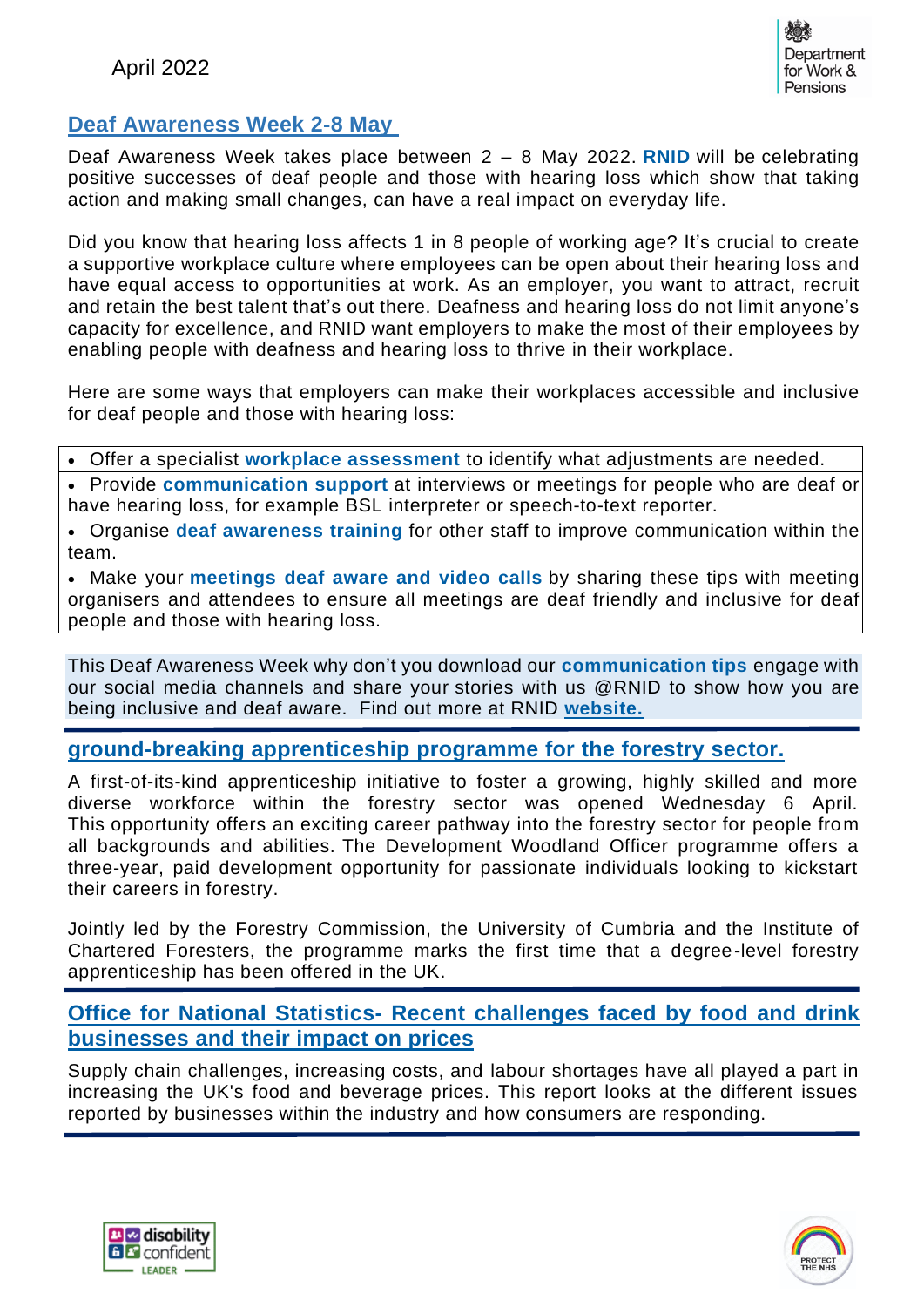## Deaf Awareness Week 2-8 May

Deaf Awareness Week takes place between 2 – 8 May 2022. **RNID** will be celebrating positive successes of deaf people and those with hearing loss which show that taking action and making small changes, can have a real impact on everyday life.

Did you know that hearing loss affects 1 in 8 people of working age? It's crucial to create a supportive workplace culture where employees can be open about their hearing loss and have equal access to opportunities at work. As an employer, you want to attract, recruit and retain the best talent that's out there. Deafness and hearing loss do not limit anyone's capacity for excellence, and RNID want employers to make the most of their employees by enabling people with deafness and hearing loss to thrive in their workplace.

Here are some ways that employers can make their workplaces accessible and inclusive for deaf people and those with hearing loss:

- Offer a specialist **workplace assessment** to identify what adjustments are needed.
- Provide **communication support** at interviews or meetings for people who are deaf or have hearing loss, for example BSL interpreter or speech-to-text reporter.
- Organise **deaf awareness training** for other staff to improve communication within the team.
- Make your **meetings deaf aware and video calls** by sharing these tips with meeting organisers and attendees to ensure all meetings are deaf friendly and inclusive for deaf people and those with hearing loss.

This Deaf Awareness Week why don't you download our **communication tips** engage with our social media channels and share your stories with us @RNID to show how you are being inclusive and deaf aware. Find out more at RNID **website.**

## ground-breaking apprenticeship programme for the forestry sector.

A first-of-its-kind apprenticeship initiative to foster a growing, highly skilled and more diverse workforce within the forestry sector was opened Wednesday 6 April. This opportunity offers an exciting career pathway into the forestry sector for people from all backgrounds and abilities. The Development Woodland Officer programme offers a three-year, paid development opportunity for passionate individuals looking to kickstart their careers in forestry.

Jointly led by the Forestry Commission, the University of Cumbria and the Institute of Chartered Foresters, the programme marks the first time that a degree-level forestry apprenticeship has been offered in the UK.

## Office for National Statistics- Recent challenges faced by food and drink businesses and their impact on prices

Supply chain challenges, increasing costs, and labour shortages have all played a part in increasing the UK's food and beverage prices. This report looks at the different issues reported by businesses within the industry and how consumers are responding.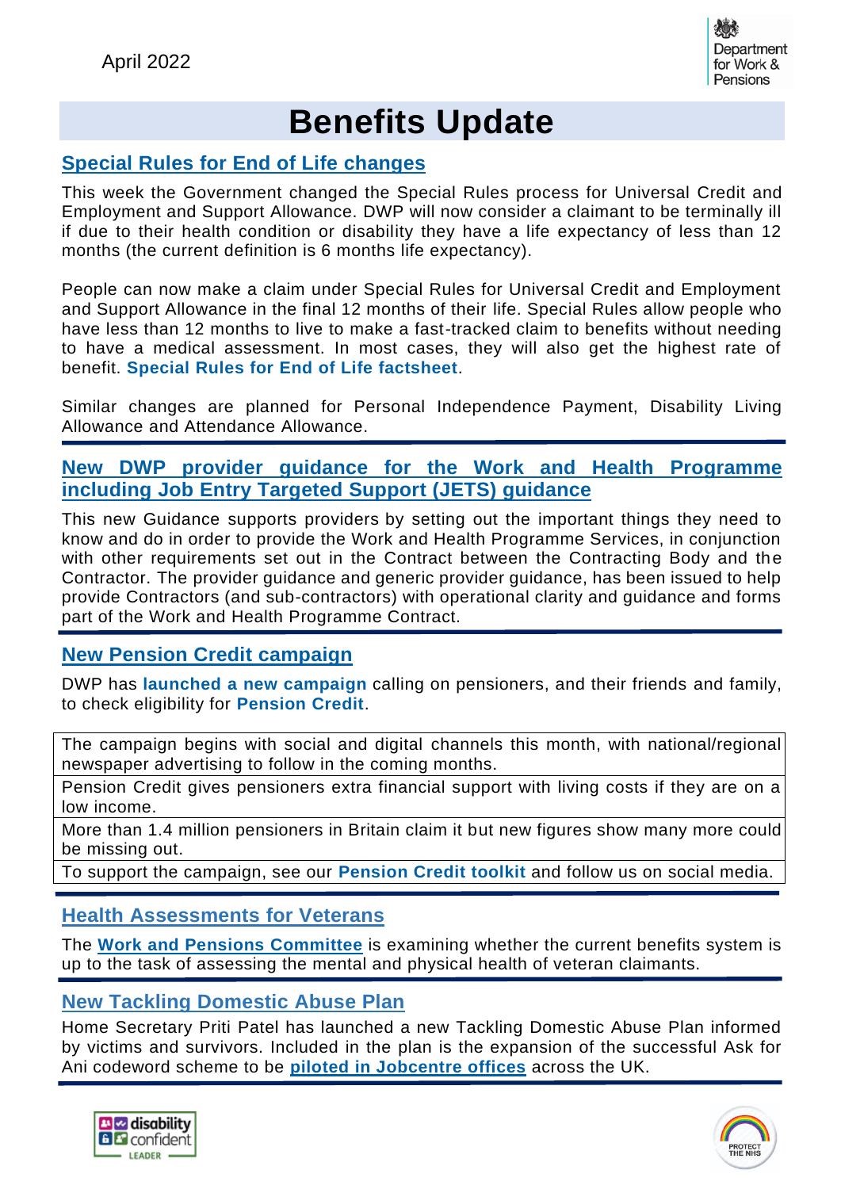April 2022

# Benefits Update

## Special Rules for End of Life changes

This week the Government changed the Special Rules process for Universal Credit and Employment and Support Allowance. DWP will now consider a claimant to be terminally ill if due to their health condition or disability they have a life expectancy of less than 12 months (the current definition is 6 months life expectancy).

People can now make a claim under Special Rules for Universal Credit and Employment and Support Allowance in the final 12 months of their life. Special Rules allow people who have less than 12 months to live to make a fast-tracked claim to benefits without needing to have a medical assessment. In most cases, they will also get the highest rate of benefit. **Special Rules for End of Life factsheet**.

Similar changes are planned for Personal Independence Payment, Disability Living Allowance and Attendance Allowance.

## New DWP provider guidance for the Work and Health Programme including Job Entry Targeted Support (JETS) guidance

This new Guidance supports providers by setting out the important things they need to know and do in order to provide the Work and Health Programme Services, in conjunction with other requirements set out in the Contract between the Contracting Body and the Contractor. The provider guidance and generic provider guidance, has been issued to help provide Contractors (and sub-contractors) with operational clarity and guidance and forms part of the Work and Health Programme Contract.

## New Pension Credit campaign

DWP has **launched a new campaign** calling on pensioners, and their friends and family, to check eligibility for **Pension Credit**.

| The campaign begins with social and digital channels this month, with national/regional newspaper advertising to follow in the coming months. |
|---|
| Pension Credit gives pensioners extra financial support with living costs if they are on a low income. |
| More than 1.4 million pensioners in Britain claim it but new figures show many more could be missing out. |
| To support the campaign, see our **Pension Credit toolkit** and follow us on social media. |

## Health Assessments for Veterans

The **Work and Pensions Committee** is examining whether the current benefits system is up to the task of assessing the mental and physical health of veteran claimants.

## New Tackling Domestic Abuse Plan

Home Secretary Priti Patel has launched a new Tackling Domestic Abuse Plan informed by victims and survivors. Included in the plan is the expansion of the successful Ask for Ani codeword scheme to be **piloted in Jobcentre offices** across the UK.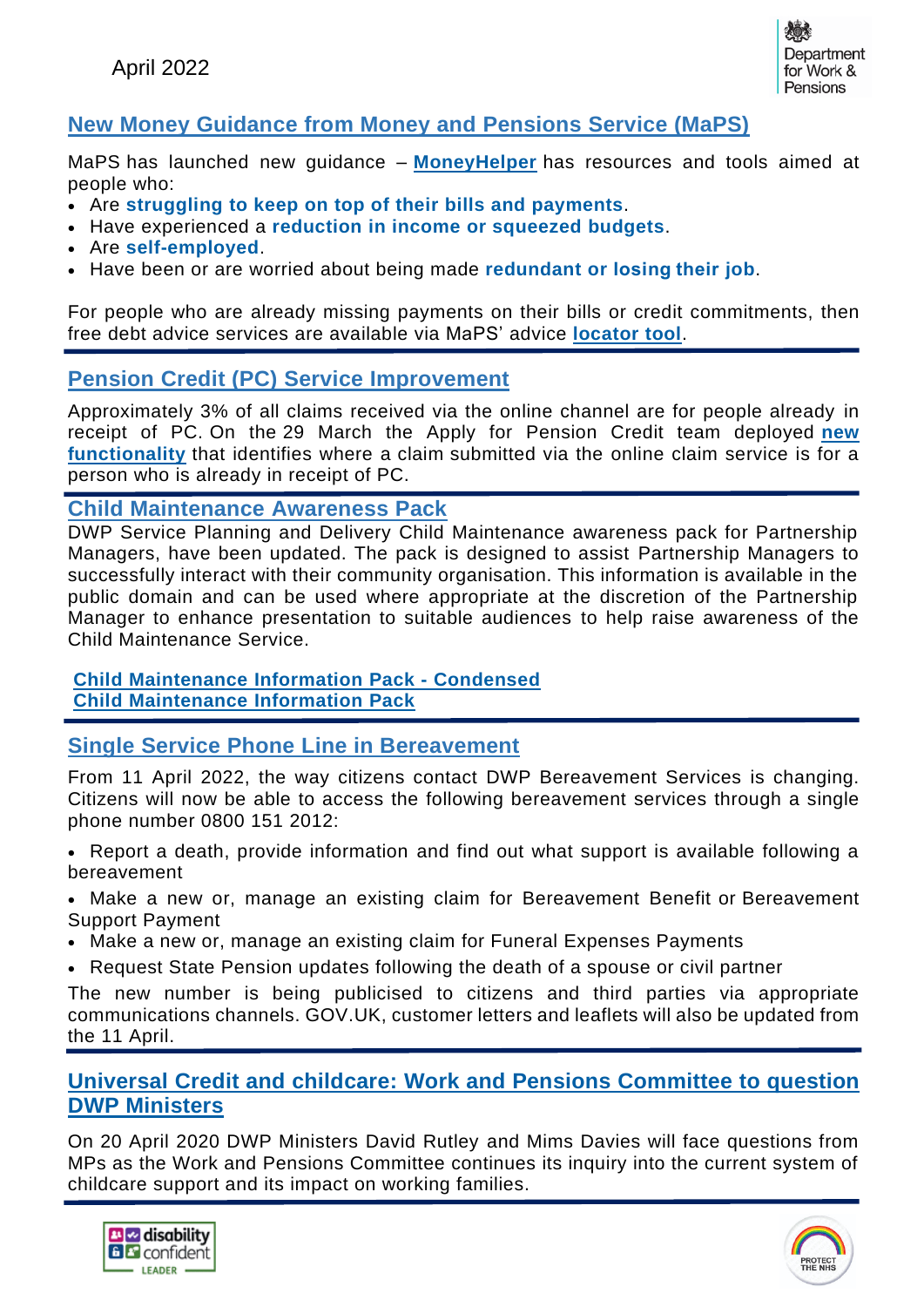April 2022

## New Money Guidance from Money and Pensions Service (MaPS)

MaPS has launched new guidance – **MoneyHelper** has resources and tools aimed at people who:

- Are **struggling to keep on top of their bills and payments**.
- Have experienced a **reduction in income or squeezed budgets**.
- Are **self-employed**.
- Have been or are worried about being made **redundant or losing their job**.

For people who are already missing payments on their bills or credit commitments, then free debt advice services are available via MaPS' advice **locator tool**.

## Pension Credit (PC) Service Improvement

Approximately 3% of all claims received via the online channel are for people already in receipt of PC. On the 29 March the Apply for Pension Credit team deployed **new functionality** that identifies where a claim submitted via the online claim service is for a person who is already in receipt of PC.

## Child Maintenance Awareness Pack

DWP Service Planning and Delivery Child Maintenance awareness pack for Partnership Managers, have been updated. The pack is designed to assist Partnership Managers to successfully interact with their community organisation. This information is available in the public domain and can be used where appropriate at the discretion of the Partnership Manager to enhance presentation to suitable audiences to help raise awareness of the Child Maintenance Service.

**Child Maintenance Information Pack - Condensed**
**Child Maintenance Information Pack**

## Single Service Phone Line in Bereavement

From 11 April 2022, the way citizens contact DWP Bereavement Services is changing. Citizens will now be able to access the following bereavement services through a single phone number 0800 151 2012:

- Report a death, provide information and find out what support is available following a bereavement
- Make a new or, manage an existing claim for Bereavement Benefit or Bereavement Support Payment
- Make a new or, manage an existing claim for Funeral Expenses Payments
- Request State Pension updates following the death of a spouse or civil partner

The new number is being publicised to citizens and third parties via appropriate communications channels. GOV.UK, customer letters and leaflets will also be updated from the 11 April.

## Universal Credit and childcare: Work and Pensions Committee to question DWP Ministers

On 20 April 2020 DWP Ministers David Rutley and Mims Davies will face questions from MPs as the Work and Pensions Committee continues its inquiry into the current system of childcare support and its impact on working families.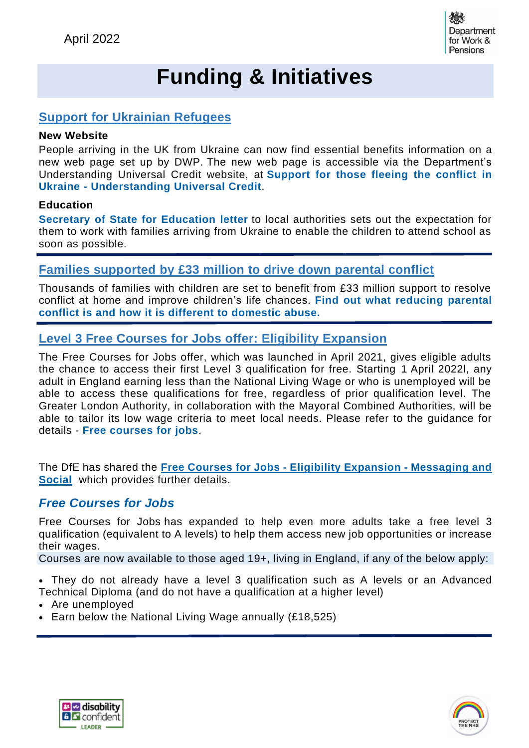April 2022

# Funding & Initiatives

## Support for Ukrainian Refugees

**New Website**

People arriving in the UK from Ukraine can now find essential benefits information on a new web page set up by DWP. The new web page is accessible via the Department's Understanding Universal Credit website, at **Support for those fleeing the conflict in Ukraine - Understanding Universal Credit**.

**Education**

**Secretary of State for Education letter** to local authorities sets out the expectation for them to work with families arriving from Ukraine to enable the children to attend school as soon as possible.

## Families supported by £33 million to drive down parental conflict

Thousands of families with children are set to benefit from £33 million support to resolve conflict at home and improve children's life chances. **Find out what reducing parental conflict is and how it is different to domestic abuse.**

## Level 3 Free Courses for Jobs offer: Eligibility Expansion

The Free Courses for Jobs offer, which was launched in April 2021, gives eligible adults the chance to access their first Level 3 qualification for free. Starting 1 April 2022l, any adult in England earning less than the National Living Wage or who is unemployed will be able to access these qualifications for free, regardless of prior qualification level. The Greater London Authority, in collaboration with the Mayoral Combined Authorities, will be able to tailor its low wage criteria to meet local needs. Please refer to the guidance for details - **Free courses for jobs**.

The DfE has shared the **Free Courses for Jobs - Eligibility Expansion - Messaging and Social** which provides further details.

### *Free Courses for Jobs*

Free Courses for Jobs has expanded to help even more adults take a free level 3 qualification (equivalent to A levels) to help them access new job opportunities or increase their wages.

Courses are now available to those aged 19+, living in England, if any of the below apply:

- They do not already have a level 3 qualification such as A levels or an Advanced Technical Diploma (and do not have a qualification at a higher level)
- Are unemployed
- Earn below the National Living Wage annually (£18,525)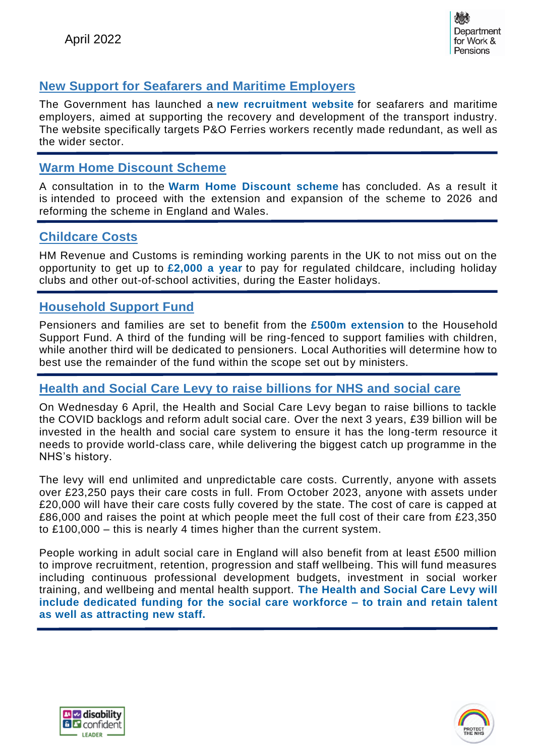April 2022

## New Support for Seafarers and Maritime Employers

The Government has launched a **new recruitment website** for seafarers and maritime employers, aimed at supporting the recovery and development of the transport industry. The website specifically targets P&O Ferries workers recently made redundant, as well as the wider sector.

## Warm Home Discount Scheme

A consultation in to the **Warm Home Discount scheme** has concluded. As a result it is intended to proceed with the extension and expansion of the scheme to 2026 and reforming the scheme in England and Wales.

## Childcare Costs

HM Revenue and Customs is reminding working parents in the UK to not miss out on the opportunity to get up to **£2,000 a year** to pay for regulated childcare, including holiday clubs and other out-of-school activities, during the Easter holidays.

## Household Support Fund

Pensioners and families are set to benefit from the **£500m extension** to the Household Support Fund. A third of the funding will be ring-fenced to support families with children, while another third will be dedicated to pensioners. Local Authorities will determine how to best use the remainder of the fund within the scope set out by ministers.

## Health and Social Care Levy to raise billions for NHS and social care

On Wednesday 6 April, the Health and Social Care Levy began to raise billions to tackle the COVID backlogs and reform adult social care. Over the next 3 years, £39 billion will be invested in the health and social care system to ensure it has the long-term resource it needs to provide world-class care, while delivering the biggest catch up programme in the NHS's history.

The levy will end unlimited and unpredictable care costs. Currently, anyone with assets over £23,250 pays their care costs in full. From October 2023, anyone with assets under £20,000 will have their care costs fully covered by the state. The cost of care is capped at £86,000 and raises the point at which people meet the full cost of their care from £23,350 to £100,000 – this is nearly 4 times higher than the current system.

People working in adult social care in England will also benefit from at least £500 million to improve recruitment, retention, progression and staff wellbeing. This will fund measures including continuous professional development budgets, investment in social worker training, and wellbeing and mental health support. **The Health and Social Care Levy will include dedicated funding for the social care workforce – to train and retain talent as well as attracting new staff.**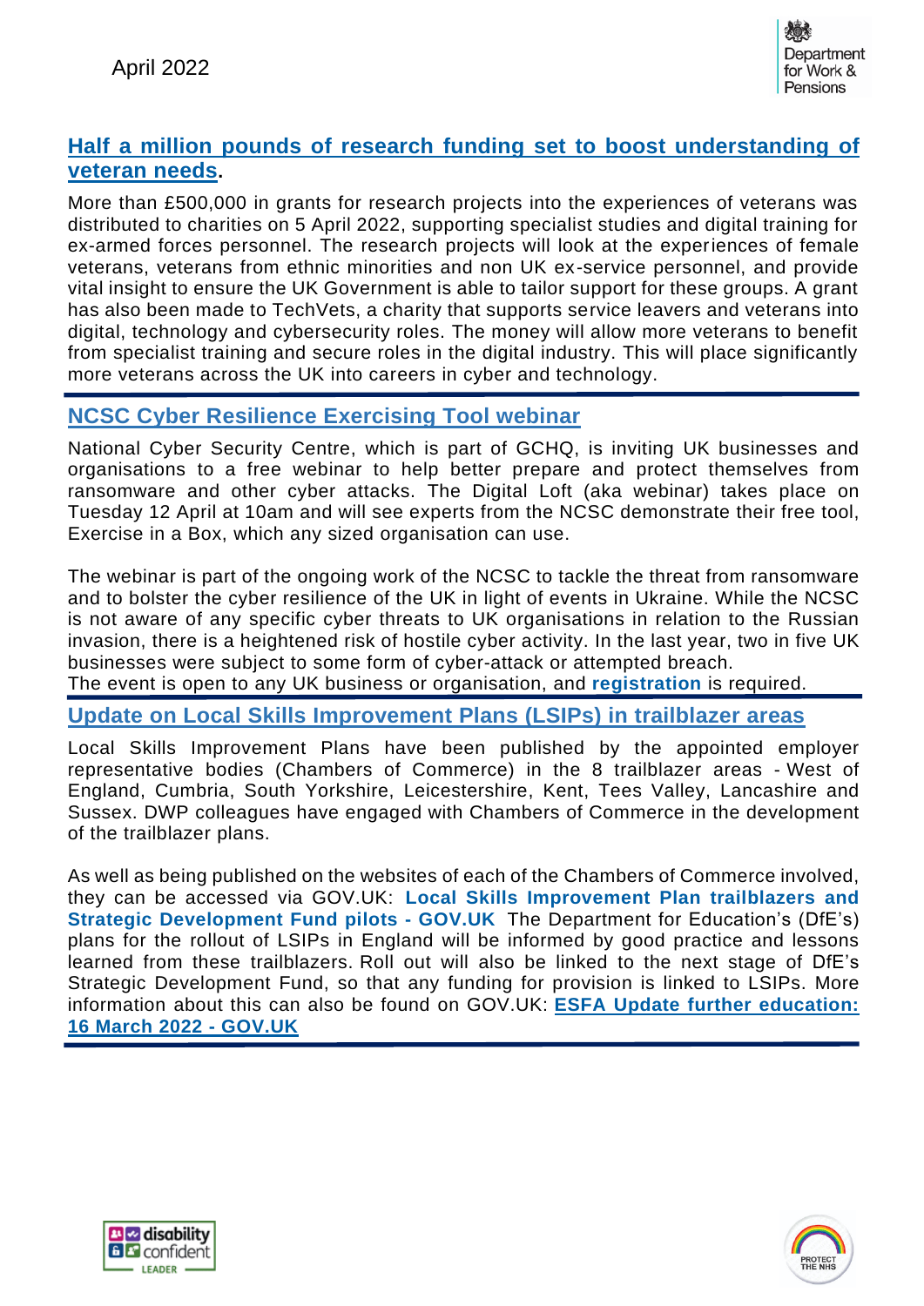## Half a million pounds of research funding set to boost understanding of veteran needs.

More than £500,000 in grants for research projects into the experiences of veterans was distributed to charities on 5 April 2022, supporting specialist studies and digital training for ex-armed forces personnel. The research projects will look at the experiences of female veterans, veterans from ethnic minorities and non UK ex-service personnel, and provide vital insight to ensure the UK Government is able to tailor support for these groups. A grant has also been made to TechVets, a charity that supports service leavers and veterans into digital, technology and cybersecurity roles. The money will allow more veterans to benefit from specialist training and secure roles in the digital industry. This will place significantly more veterans across the UK into careers in cyber and technology.

## NCSC Cyber Resilience Exercising Tool webinar

National Cyber Security Centre, which is part of GCHQ, is inviting UK businesses and organisations to a free webinar to help better prepare and protect themselves from ransomware and other cyber attacks. The Digital Loft (aka webinar) takes place on Tuesday 12 April at 10am and will see experts from the NCSC demonstrate their free tool, Exercise in a Box, which any sized organisation can use.

The webinar is part of the ongoing work of the NCSC to tackle the threat from ransomware and to bolster the cyber resilience of the UK in light of events in Ukraine. While the NCSC is not aware of any specific cyber threats to UK organisations in relation to the Russian invasion, there is a heightened risk of hostile cyber activity. In the last year, two in five UK businesses were subject to some form of cyber-attack or attempted breach.
The event is open to any UK business or organisation, and **registration** is required.

## Update on Local Skills Improvement Plans (LSIPs) in trailblazer areas

Local Skills Improvement Plans have been published by the appointed employer representative bodies (Chambers of Commerce) in the 8 trailblazer areas - West of England, Cumbria, South Yorkshire, Leicestershire, Kent, Tees Valley, Lancashire and Sussex. DWP colleagues have engaged with Chambers of Commerce in the development of the trailblazer plans.

As well as being published on the websites of each of the Chambers of Commerce involved, they can be accessed via GOV.UK: **Local Skills Improvement Plan trailblazers and Strategic Development Fund pilots - GOV.UK** The Department for Education's (DfE's) plans for the rollout of LSIPs in England will be informed by good practice and lessons learned from these trailblazers. Roll out will also be linked to the next stage of DfE's Strategic Development Fund, so that any funding for provision is linked to LSIPs. More information about this can also be found on GOV.UK: **ESFA Update further education: 16 March 2022 - GOV.UK**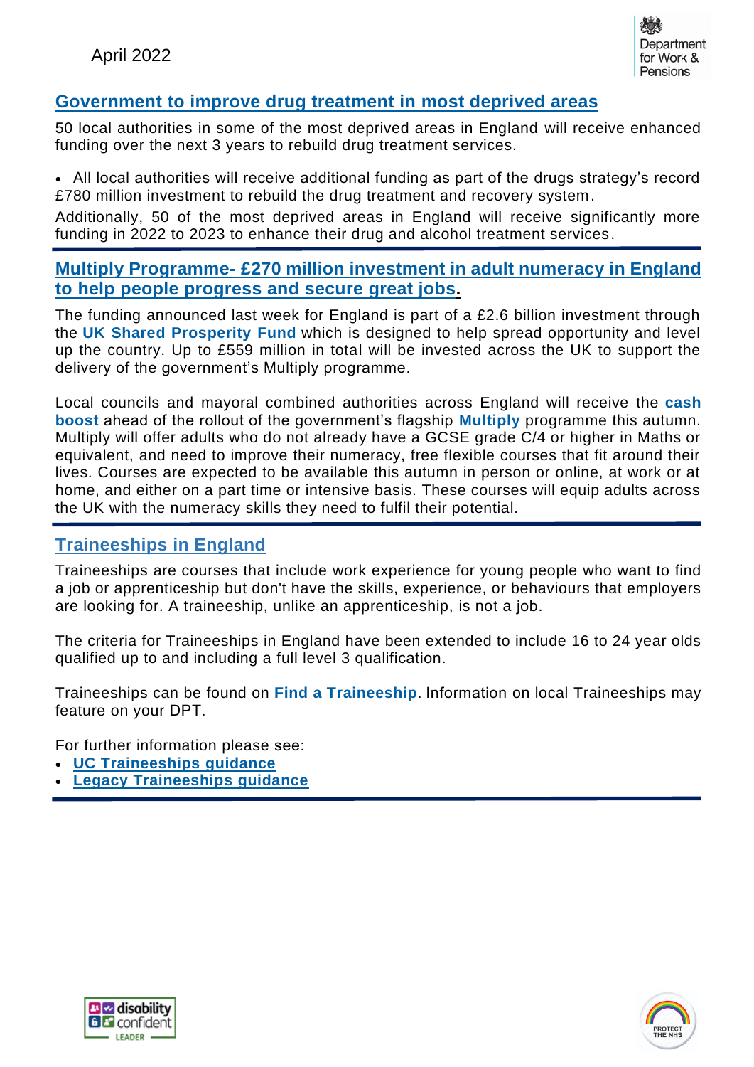## Government to improve drug treatment in most deprived areas

50 local authorities in some of the most deprived areas in England will receive enhanced funding over the next 3 years to rebuild drug treatment services.

- All local authorities will receive additional funding as part of the drugs strategy's record £780 million investment to rebuild the drug treatment and recovery system.

Additionally, 50 of the most deprived areas in England will receive significantly more funding in 2022 to 2023 to enhance their drug and alcohol treatment services.

## Multiply Programme- £270 million investment in adult numeracy in England to help people progress and secure great jobs.

The funding announced last week for England is part of a £2.6 billion investment through the **UK Shared Prosperity Fund** which is designed to help spread opportunity and level up the country. Up to £559 million in total will be invested across the UK to support the delivery of the government's Multiply programme.

Local councils and mayoral combined authorities across England will receive the **cash boost** ahead of the rollout of the government's flagship **Multiply** programme this autumn. Multiply will offer adults who do not already have a GCSE grade C/4 or higher in Maths or equivalent, and need to improve their numeracy, free flexible courses that fit around their lives. Courses are expected to be available this autumn in person or online, at work or at home, and either on a part time or intensive basis. These courses will equip adults across the UK with the numeracy skills they need to fulfil their potential.

## Traineeships in England

Traineeships are courses that include work experience for young people who want to find a job or apprenticeship but don't have the skills, experience, or behaviours that employers are looking for. A traineeship, unlike an apprenticeship, is not a job.

The criteria for Traineeships in England have been extended to include 16 to 24 year olds qualified up to and including a full level 3 qualification.

Traineeships can be found on **Find a Traineeship**. Information on local Traineeships may feature on your DPT.

For further information please see:

- **UC Traineeships guidance**
- **Legacy Traineeships guidance**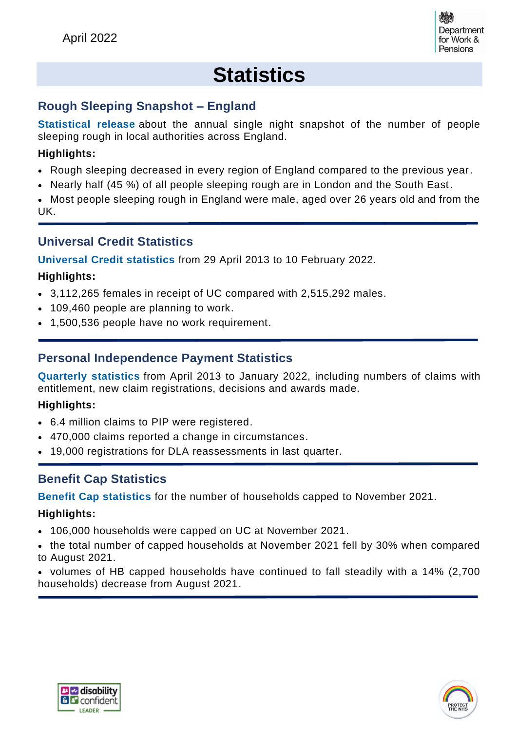April 2022

# Statistics

## Rough Sleeping Snapshot – England

**Statistical release** about the annual single night snapshot of the number of people sleeping rough in local authorities across England.

**Highlights:**

- Rough sleeping decreased in every region of England compared to the previous year.
- Nearly half (45 %) of all people sleeping rough are in London and the South East.
- Most people sleeping rough in England were male, aged over 26 years old and from the UK.

---

## Universal Credit Statistics

**Universal Credit statistics** from 29 April 2013 to 10 February 2022.

**Highlights:**

- 3,112,265 females in receipt of UC compared with 2,515,292 males.
- 109,460 people are planning to work.
- 1,500,536 people have no work requirement.

---

## Personal Independence Payment Statistics

**Quarterly statistics** from April 2013 to January 2022, including numbers of claims with entitlement, new claim registrations, decisions and awards made.

**Highlights:**

- 6.4 million claims to PIP were registered.
- 470,000 claims reported a change in circumstances.
- 19,000 registrations for DLA reassessments in last quarter.

---

## Benefit Cap Statistics

**Benefit Cap statistics** for the number of households capped to November 2021.

**Highlights:**

- 106,000 households were capped on UC at November 2021.
- the total number of capped households at November 2021 fell by 30% when compared to August 2021.
- volumes of HB capped households have continued to fall steadily with a 14% (2,700 households) decrease from August 2021.

---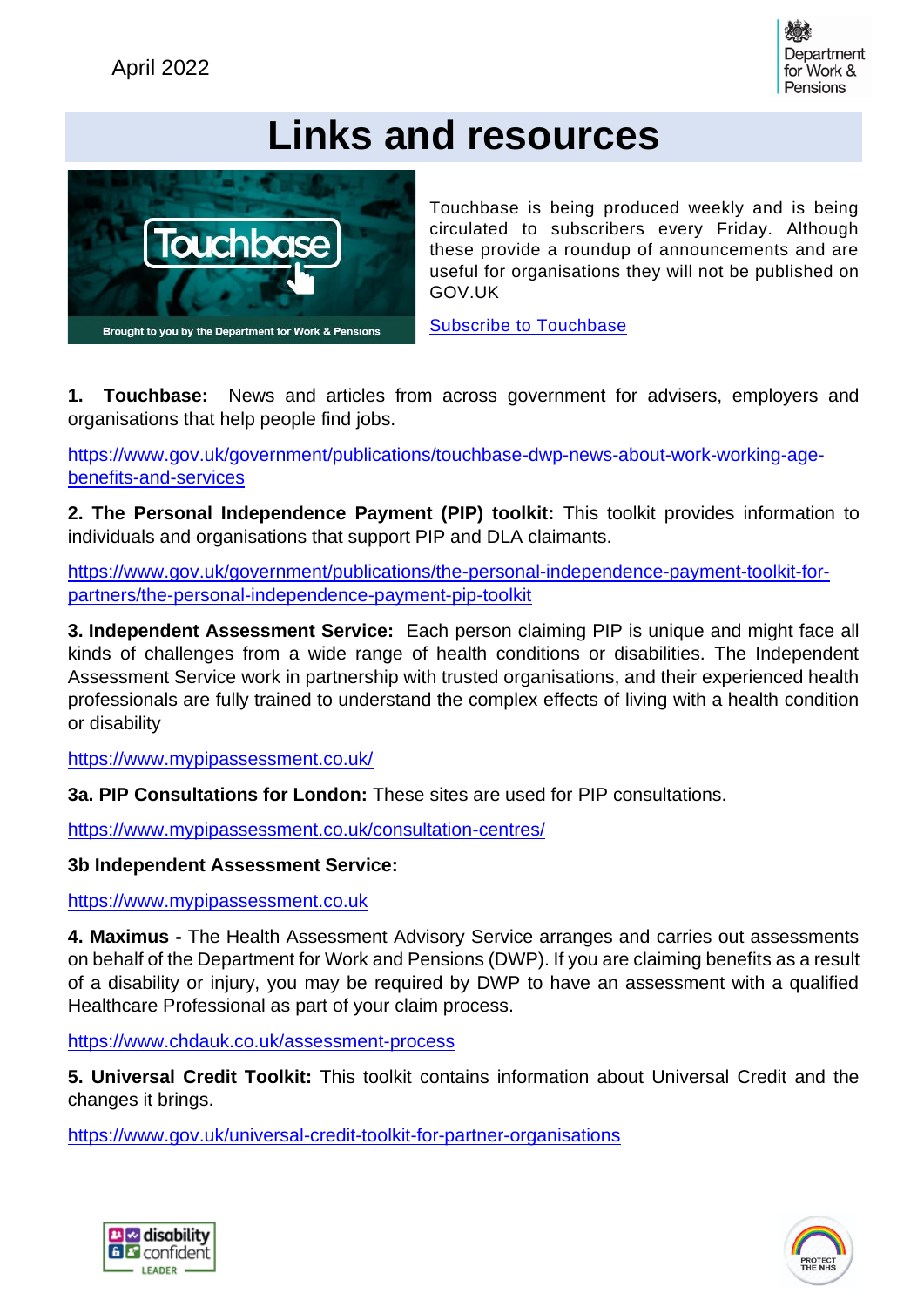April 2022

# Links and resources

Touchbase is being produced weekly and is being circulated to subscribers every Friday. Although these provide a roundup of announcements and are useful for organisations they will not be published on GOV.UK

[Subscribe to Touchbase]

**1. Touchbase:** News and articles from across government for advisers, employers and organisations that help people find jobs.

https://www.gov.uk/government/publications/touchbase-dwp-news-about-work-working-age-benefits-and-services

**2. The Personal Independence Payment (PIP) toolkit:** This toolkit provides information to individuals and organisations that support PIP and DLA claimants.

https://www.gov.uk/government/publications/the-personal-independence-payment-toolkit-for-partners/the-personal-independence-payment-pip-toolkit

**3. Independent Assessment Service:** Each person claiming PIP is unique and might face all kinds of challenges from a wide range of health conditions or disabilities. The Independent Assessment Service work in partnership with trusted organisations, and their experienced health professionals are fully trained to understand the complex effects of living with a health condition or disability

https://www.mypipassessment.co.uk/

**3a. PIP Consultations for London:** These sites are used for PIP consultations.

https://www.mypipassessment.co.uk/consultation-centres/

**3b Independent Assessment Service:**

https://www.mypipassessment.co.uk

**4. Maximus -** The Health Assessment Advisory Service arranges and carries out assessments on behalf of the Department for Work and Pensions (DWP). If you are claiming benefits as a result of a disability or injury, you may be required by DWP to have an assessment with a qualified Healthcare Professional as part of your claim process.

https://www.chdauk.co.uk/assessment-process

**5. Universal Credit Toolkit:** This toolkit contains information about Universal Credit and the changes it brings.

https://www.gov.uk/universal-credit-toolkit-for-partner-organisations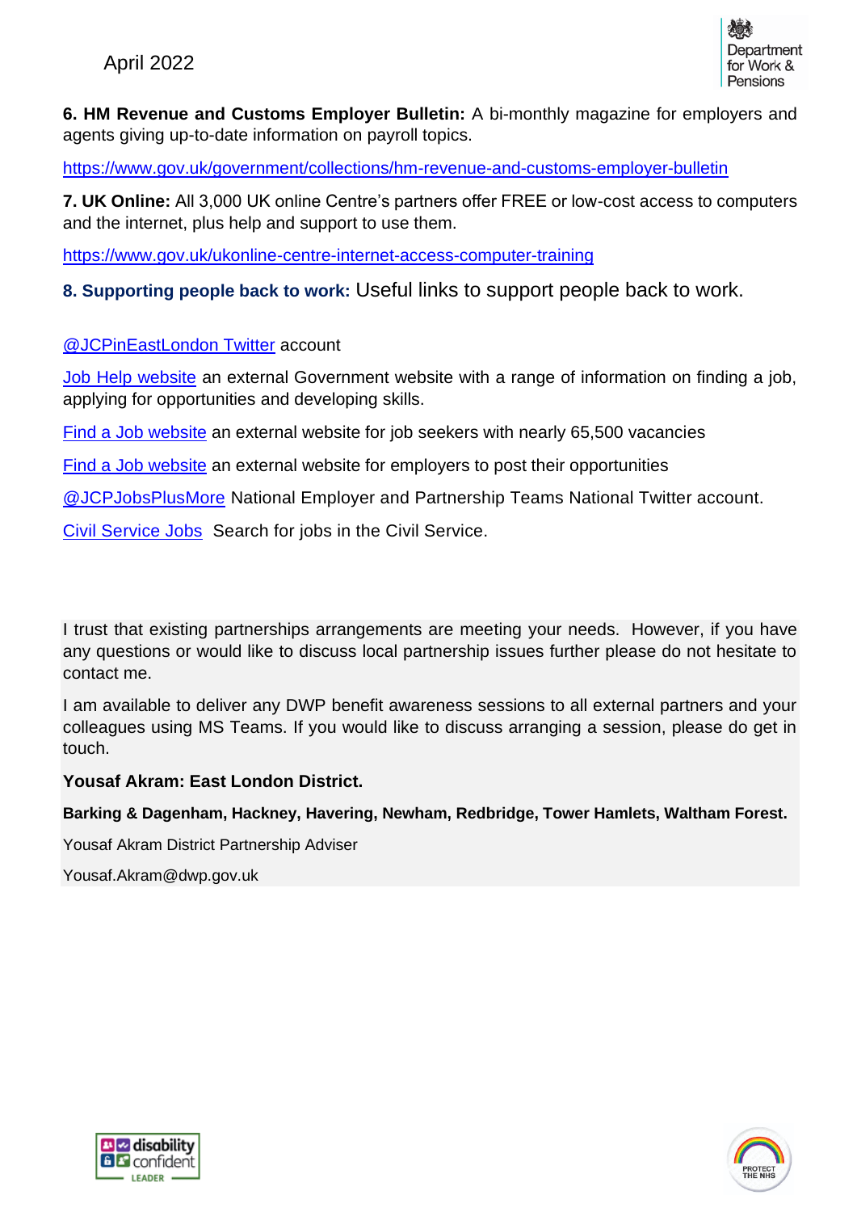**6. HM Revenue and Customs Employer Bulletin:** A bi-monthly magazine for employers and agents giving up-to-date information on payroll topics.

https://www.gov.uk/government/collections/hm-revenue-and-customs-employer-bulletin

**7. UK Online:** All 3,000 UK online Centre's partners offer FREE or low-cost access to computers and the internet, plus help and support to use them.

https://www.gov.uk/ukonline-centre-internet-access-computer-training

**8. Supporting people back to work:** Useful links to support people back to work.

@JCPinEastLondon Twitter account

Job Help website an external Government website with a range of information on finding a job, applying for opportunities and developing skills.

Find a Job website an external website for job seekers with nearly 65,500 vacancies

Find a Job website an external website for employers to post their opportunities

@JCPJobsPlusMore National Employer and Partnership Teams National Twitter account.

Civil Service Jobs Search for jobs in the Civil Service.

I trust that existing partnerships arrangements are meeting your needs. However, if you have any questions or would like to discuss local partnership issues further please do not hesitate to contact me.

I am available to deliver any DWP benefit awareness sessions to all external partners and your colleagues using MS Teams. If you would like to discuss arranging a session, please do get in touch.

**Yousaf Akram: East London District.**

**Barking & Dagenham, Hackney, Havering, Newham, Redbridge, Tower Hamlets, Waltham Forest.**

Yousaf Akram District Partnership Adviser

Yousaf.Akram@dwp.gov.uk